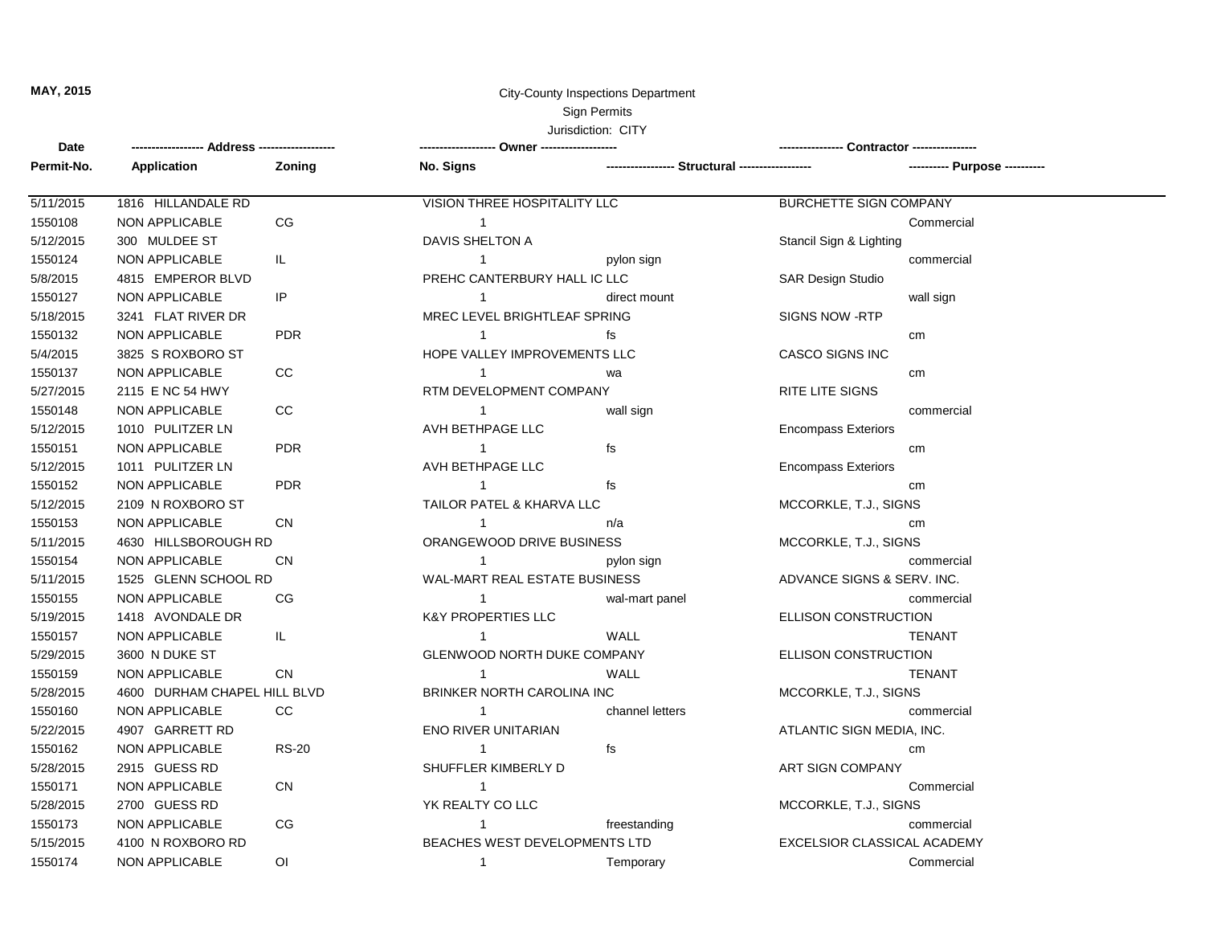**MAY, 2015**

City-County Inspections Department
Sign Permits
Jurisdiction: CITY

| Date / Permit-No. | Address / Application | Zoning | Owner / No. Signs | Structural | Contractor / Purpose |
|---|---|---|---|---|---|
| 5/11/2015 | 1816 HILLANDALE RD | | VISION THREE HOSPITALITY LLC | | BURCHETTE SIGN COMPANY |
| 1550108 | NON APPLICABLE | CG | 1 | | Commercial |
| 5/12/2015 | 300 MULDEE ST | | DAVIS SHELTON A | | Stancil Sign & Lighting |
| 1550124 | NON APPLICABLE | IL | 1 | pylon sign | commercial |
| 5/8/2015 | 4815 EMPEROR BLVD | | PREHC CANTERBURY HALL IC LLC | | SAR Design Studio |
| 1550127 | NON APPLICABLE | IP | 1 | direct mount | wall sign |
| 5/18/2015 | 3241 FLAT RIVER DR | | MREC LEVEL BRIGHTLEAF SPRING | | SIGNS NOW -RTP |
| 1550132 | NON APPLICABLE | PDR | 1 | fs | cm |
| 5/4/2015 | 3825 S ROXBORO ST | | HOPE VALLEY IMPROVEMENTS LLC | | CASCO SIGNS INC |
| 1550137 | NON APPLICABLE | CC | 1 | wa | cm |
| 5/27/2015 | 2115 E NC 54 HWY | | RTM DEVELOPMENT COMPANY | | RITE LITE SIGNS |
| 1550148 | NON APPLICABLE | CC | 1 | wall sign | commercial |
| 5/12/2015 | 1010 PULITZER LN | | AVH BETHPAGE LLC | | Encompass Exteriors |
| 1550151 | NON APPLICABLE | PDR | 1 | fs | cm |
| 5/12/2015 | 1011 PULITZER LN | | AVH BETHPAGE LLC | | Encompass Exteriors |
| 1550152 | NON APPLICABLE | PDR | 1 | fs | cm |
| 5/12/2015 | 2109 N ROXBORO ST | | TAILOR PATEL & KHARVA LLC | | MCCORKLE, T.J., SIGNS |
| 1550153 | NON APPLICABLE | CN | 1 | n/a | cm |
| 5/11/2015 | 4630 HILLSBOROUGH RD | | ORANGEWOOD DRIVE BUSINESS | | MCCORKLE, T.J., SIGNS |
| 1550154 | NON APPLICABLE | CN | 1 | pylon sign | commercial |
| 5/11/2015 | 1525 GLENN SCHOOL RD | | WAL-MART REAL ESTATE BUSINESS | | ADVANCE SIGNS & SERV. INC. |
| 1550155 | NON APPLICABLE | CG | 1 | wal-mart panel | commercial |
| 5/19/2015 | 1418 AVONDALE DR | | K&Y PROPERTIES LLC | | ELLISON CONSTRUCTION |
| 1550157 | NON APPLICABLE | IL | 1 | WALL | TENANT |
| 5/29/2015 | 3600 N DUKE ST | | GLENWOOD NORTH DUKE COMPANY | | ELLISON CONSTRUCTION |
| 1550159 | NON APPLICABLE | CN | 1 | WALL | TENANT |
| 5/28/2015 | 4600 DURHAM CHAPEL HILL BLVD | | BRINKER NORTH CAROLINA INC | | MCCORKLE, T.J., SIGNS |
| 1550160 | NON APPLICABLE | CC | 1 | channel letters | commercial |
| 5/22/2015 | 4907 GARRETT RD | | ENO RIVER UNITARIAN | | ATLANTIC SIGN MEDIA, INC. |
| 1550162 | NON APPLICABLE | RS-20 | 1 | fs | cm |
| 5/28/2015 | 2915 GUESS RD | | SHUFFLER KIMBERLY D | | ART SIGN COMPANY |
| 1550171 | NON APPLICABLE | CN | 1 | | Commercial |
| 5/28/2015 | 2700 GUESS RD | | YK REALTY CO LLC | | MCCORKLE, T.J., SIGNS |
| 1550173 | NON APPLICABLE | CG | 1 | freestanding | commercial |
| 5/15/2015 | 4100 N ROXBORO RD | | BEACHES WEST DEVELOPMENTS LTD | | EXCELSIOR CLASSICAL ACADEMY |
| 1550174 | NON APPLICABLE | OI | 1 | Temporary | Commercial |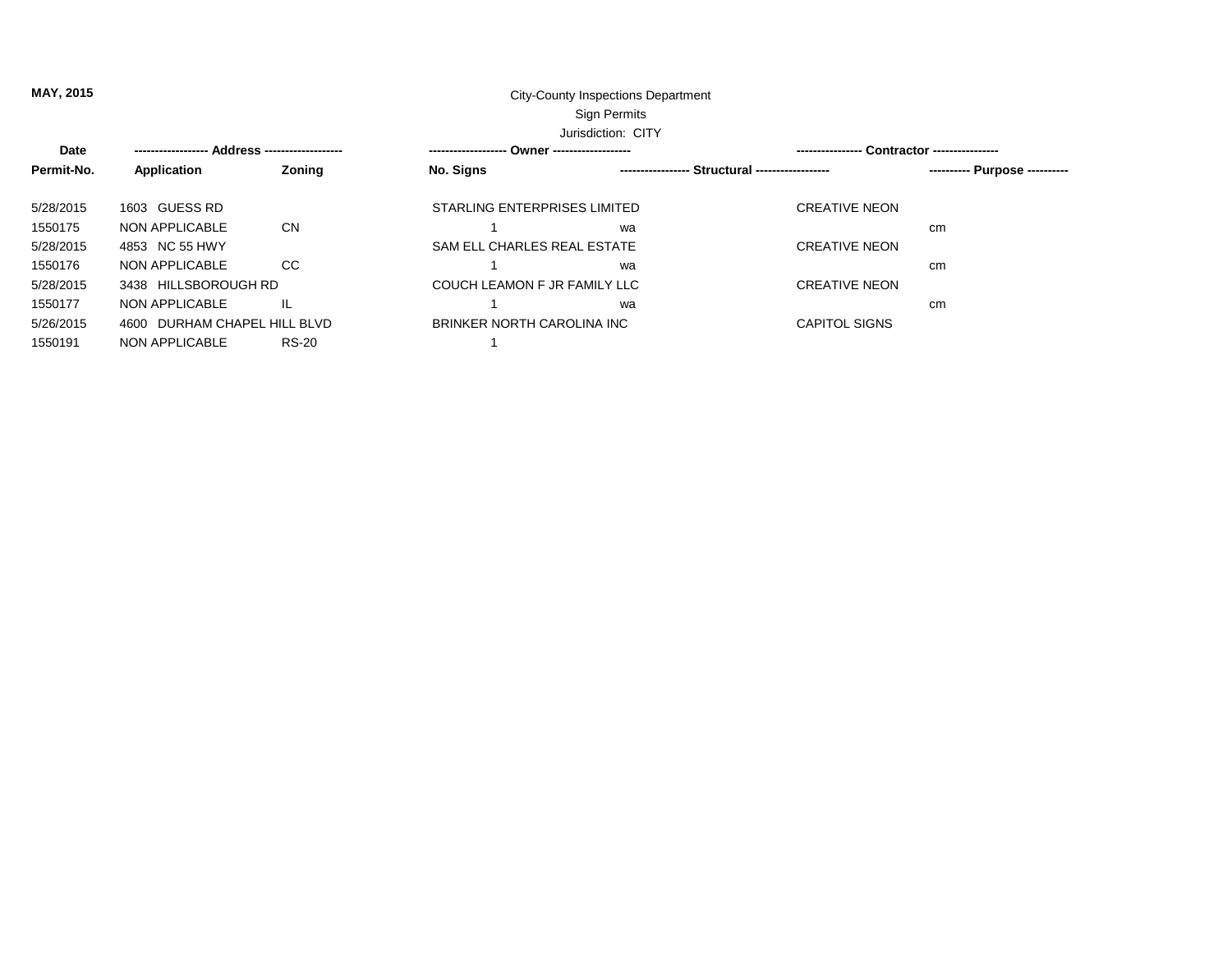**MAY, 2015**

City-County Inspections Department
Sign Permits
Jurisdiction: CITY

| Date | ------------------ Address ------------------- | | ------------------- Owner ------------------- | | ---------------- Contractor ---------------- | |
|---|---|---|---|---|---|---|
| **Permit-No.** | **Application** | **Zoning** | **No. Signs** | ----------------- **Structural** ------------------ | | ---------- **Purpose** ---------- |
| 5/28/2015 | 1603 GUESS RD | | STARLING ENTERPRISES LIMITED | | CREATIVE NEON | |
| 1550175 | NON APPLICABLE | CN | 1 | wa | | cm |
| 5/28/2015 | 4853 NC 55 HWY | | SAM ELL CHARLES REAL ESTATE | | CREATIVE NEON | |
| 1550176 | NON APPLICABLE | CC | 1 | wa | | cm |
| 5/28/2015 | 3438 HILLSBOROUGH RD | | COUCH LEAMON F JR FAMILY LLC | | CREATIVE NEON | |
| 1550177 | NON APPLICABLE | IL | 1 | wa | | cm |
| 5/26/2015 | 4600 DURHAM CHAPEL HILL BLVD | | BRINKER NORTH CAROLINA INC | | CAPITOL SIGNS | |
| 1550191 | NON APPLICABLE | RS-20 | 1 | | | |